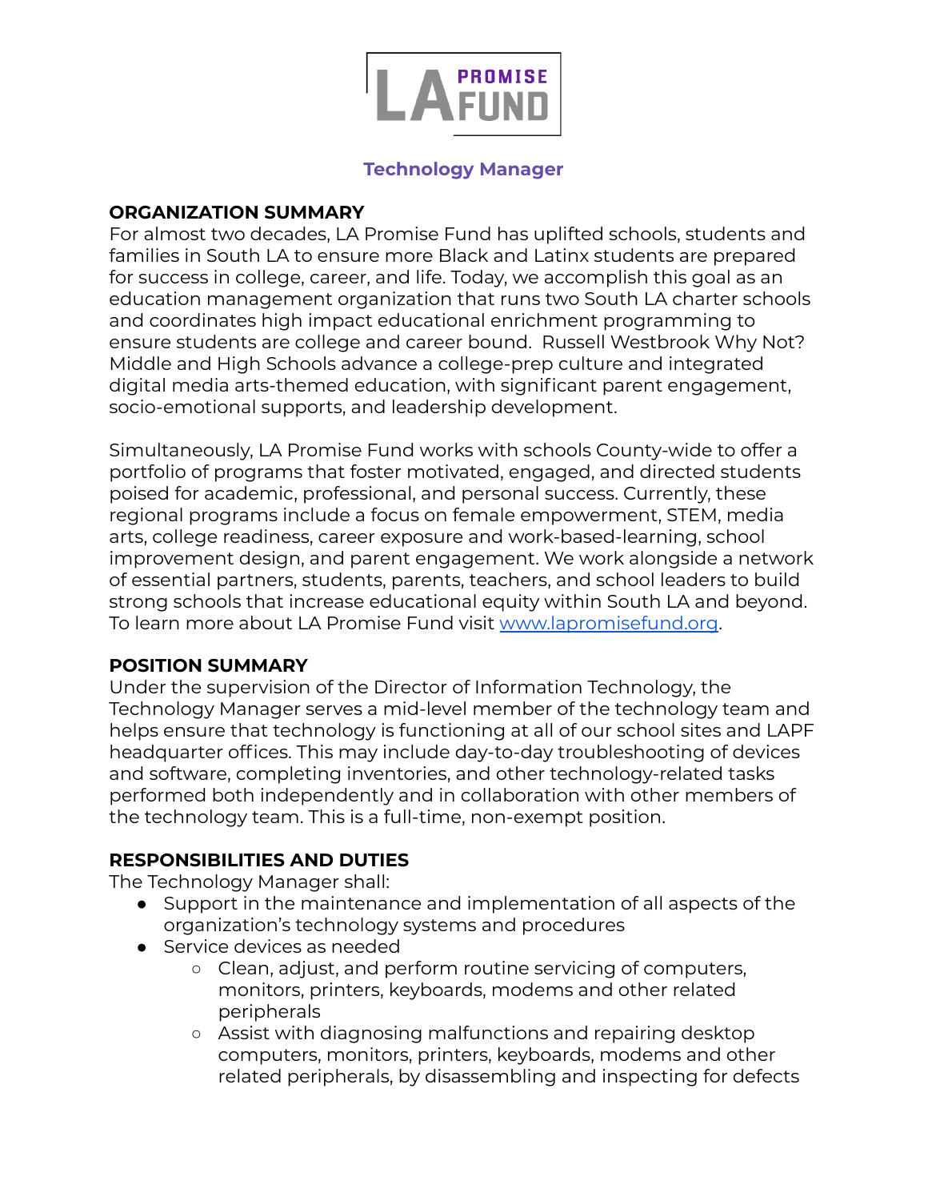# Technology Manager

## ORGANIZATION SUMMARY

For almost two decades, LA Promise Fund has uplifted schools, students and families in South LA to ensure more Black and Latinx students are prepared for success in college, career, and life. Today, we accomplish this goal as an education management organization that runs two South LA charter schools and coordinates high impact educational enrichment programming to ensure students are college and career bound. Russell Westbrook Why Not? Middle and High Schools advance a college-prep culture and integrated digital media arts-themed education, with significant parent engagement, socio-emotional supports, and leadership development.

Simultaneously, LA Promise Fund works with schools County-wide to offer a portfolio of programs that foster motivated, engaged, and directed students poised for academic, professional, and personal success. Currently, these regional programs include a focus on female empowerment, STEM, media arts, college readiness, career exposure and work-based-learning, school improvement design, and parent engagement. We work alongside a network of essential partners, students, parents, teachers, and school leaders to build strong schools that increase educational equity within South LA and beyond. To learn more about LA Promise Fund visit [www.lapromisefund.org](http://www.lapromisefund.org).

## POSITION SUMMARY

Under the supervision of the Director of Information Technology, the Technology Manager serves a mid-level member of the technology team and helps ensure that technology is functioning at all of our school sites and LAPF headquarter offices. This may include day-to-day troubleshooting of devices and software, completing inventories, and other technology-related tasks performed both independently and in collaboration with other members of the technology team. This is a full-time, non-exempt position.

## RESPONSIBILITIES AND DUTIES

The Technology Manager shall:

- Support in the maintenance and implementation of all aspects of the organization's technology systems and procedures
- Service devices as needed
  - Clean, adjust, and perform routine servicing of computers, monitors, printers, keyboards, modems and other related peripherals
  - Assist with diagnosing malfunctions and repairing desktop computers, monitors, printers, keyboards, modems and other related peripherals, by disassembling and inspecting for defects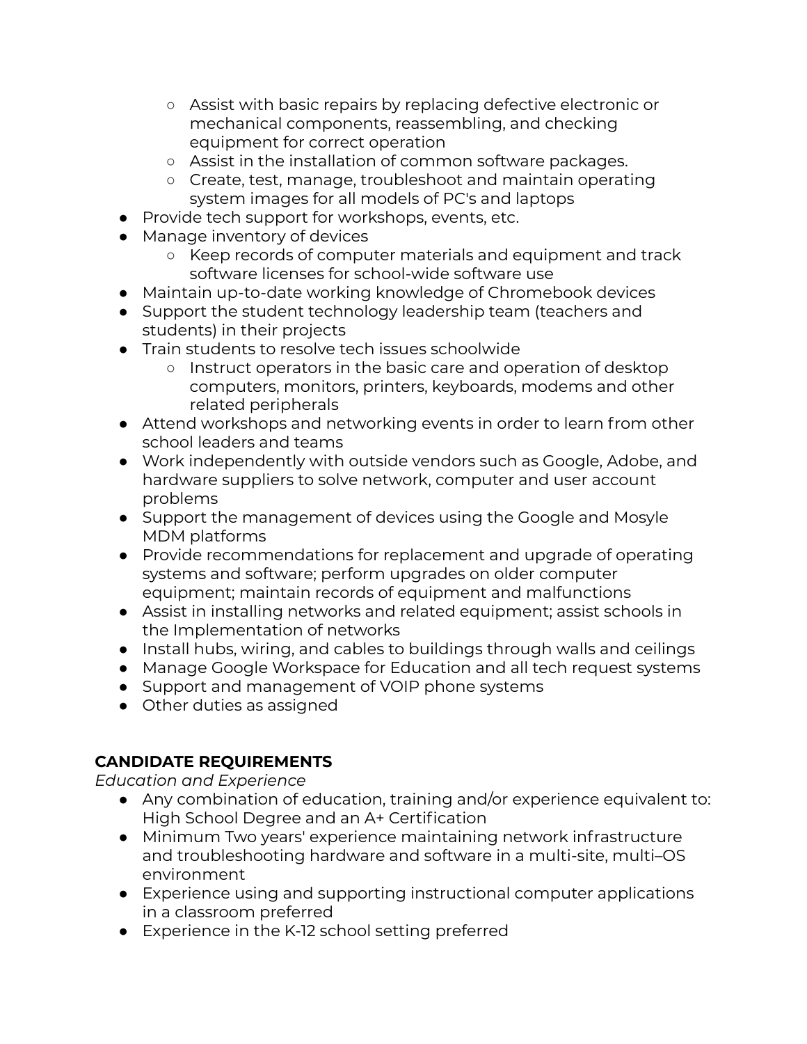- Assist with basic repairs by replacing defective electronic or mechanical components, reassembling, and checking equipment for correct operation
    - Assist in the installation of common software packages.
    - Create, test, manage, troubleshoot and maintain operating system images for all models of PC's and laptops
- Provide tech support for workshops, events, etc.
- Manage inventory of devices
    - Keep records of computer materials and equipment and track software licenses for school-wide software use
- Maintain up-to-date working knowledge of Chromebook devices
- Support the student technology leadership team (teachers and students) in their projects
- Train students to resolve tech issues schoolwide
    - Instruct operators in the basic care and operation of desktop computers, monitors, printers, keyboards, modems and other related peripherals
- Attend workshops and networking events in order to learn from other school leaders and teams
- Work independently with outside vendors such as Google, Adobe, and hardware suppliers to solve network, computer and user account problems
- Support the management of devices using the Google and Mosyle MDM platforms
- Provide recommendations for replacement and upgrade of operating systems and software; perform upgrades on older computer equipment; maintain records of equipment and malfunctions
- Assist in installing networks and related equipment; assist schools in the Implementation of networks
- Install hubs, wiring, and cables to buildings through walls and ceilings
- Manage Google Workspace for Education and all tech request systems
- Support and management of VOIP phone systems
- Other duties as assigned

## CANDIDATE REQUIREMENTS

*Education and Experience*

- Any combination of education, training and/or experience equivalent to: High School Degree and an A+ Certification
- Minimum Two years' experience maintaining network infrastructure and troubleshooting hardware and software in a multi-site, multi–OS environment
- Experience using and supporting instructional computer applications in a classroom preferred
- Experience in the K-12 school setting preferred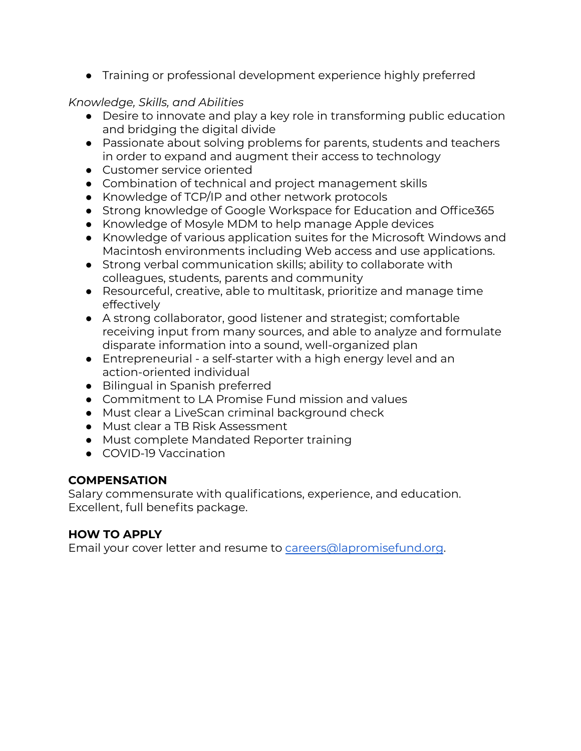- Training or professional development experience highly preferred

*Knowledge, Skills, and Abilities*

- Desire to innovate and play a key role in transforming public education and bridging the digital divide
- Passionate about solving problems for parents, students and teachers in order to expand and augment their access to technology
- Customer service oriented
- Combination of technical and project management skills
- Knowledge of TCP/IP and other network protocols
- Strong knowledge of Google Workspace for Education and Office365
- Knowledge of Mosyle MDM to help manage Apple devices
- Knowledge of various application suites for the Microsoft Windows and Macintosh environments including Web access and use applications.
- Strong verbal communication skills; ability to collaborate with colleagues, students, parents and community
- Resourceful, creative, able to multitask, prioritize and manage time effectively
- A strong collaborator, good listener and strategist; comfortable receiving input from many sources, and able to analyze and formulate disparate information into a sound, well-organized plan
- Entrepreneurial - a self-starter with a high energy level and an action-oriented individual
- Bilingual in Spanish preferred
- Commitment to LA Promise Fund mission and values
- Must clear a LiveScan criminal background check
- Must clear a TB Risk Assessment
- Must complete Mandated Reporter training
- COVID-19 Vaccination

**COMPENSATION**

Salary commensurate with qualifications, experience, and education. Excellent, full benefits package.

**HOW TO APPLY**

Email your cover letter and resume to careers@lapromisefund.org.